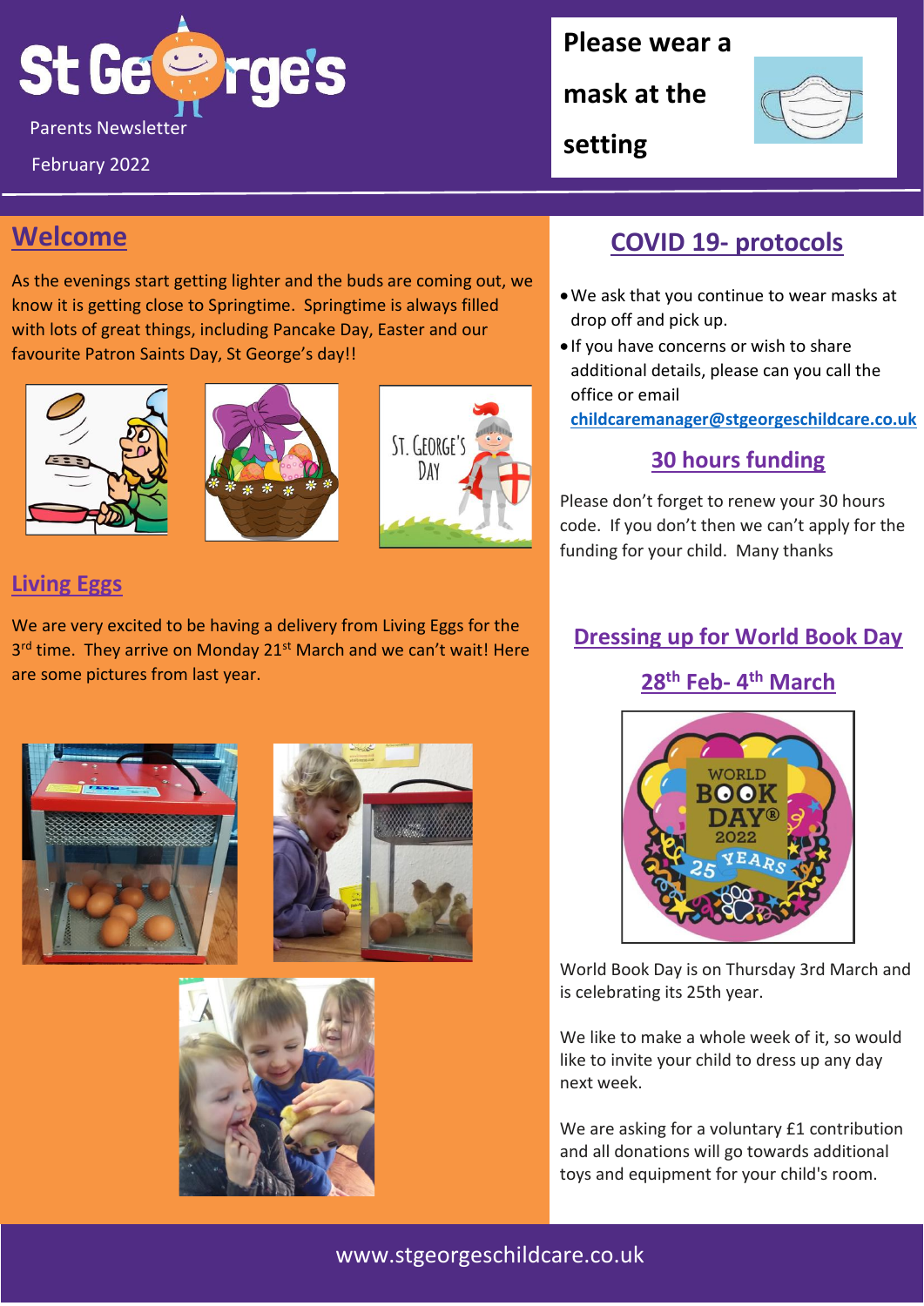# St George's

Parents Newsletter

February 2022

**Please wear a mask at the setting**

## Welcome

As the evenings start getting lighter and the buds are coming out, we know it is getting close to Springtime. Springtime is always filled with lots of great things, including Pancake Day, Easter and our favourite Patron Saints Day, St George's day!!

## Living Eggs

We are very excited to be having a delivery from Living Eggs for the 3rd time. They arrive on Monday 21st March and we can't wait! Here are some pictures from last year.

## COVID 19- protocols

- We ask that you continue to wear masks at drop off and pick up.
- If you have concerns or wish to share additional details, please can you call the office or email **childcaremanager@stgeorgeschildcare.co.uk**

## 30 hours funding

Please don't forget to renew your 30 hours code. If you don't then we can't apply for the funding for your child. Many thanks

## Dressing up for World Book Day

## 28th Feb- 4th March

World Book Day is on Thursday 3rd March and is celebrating its 25th year.

We like to make a whole week of it, so would like to invite your child to dress up any day next week.

We are asking for a voluntary £1 contribution and all donations will go towards additional toys and equipment for your child's room.

www.stgeorgeschildcare.co.uk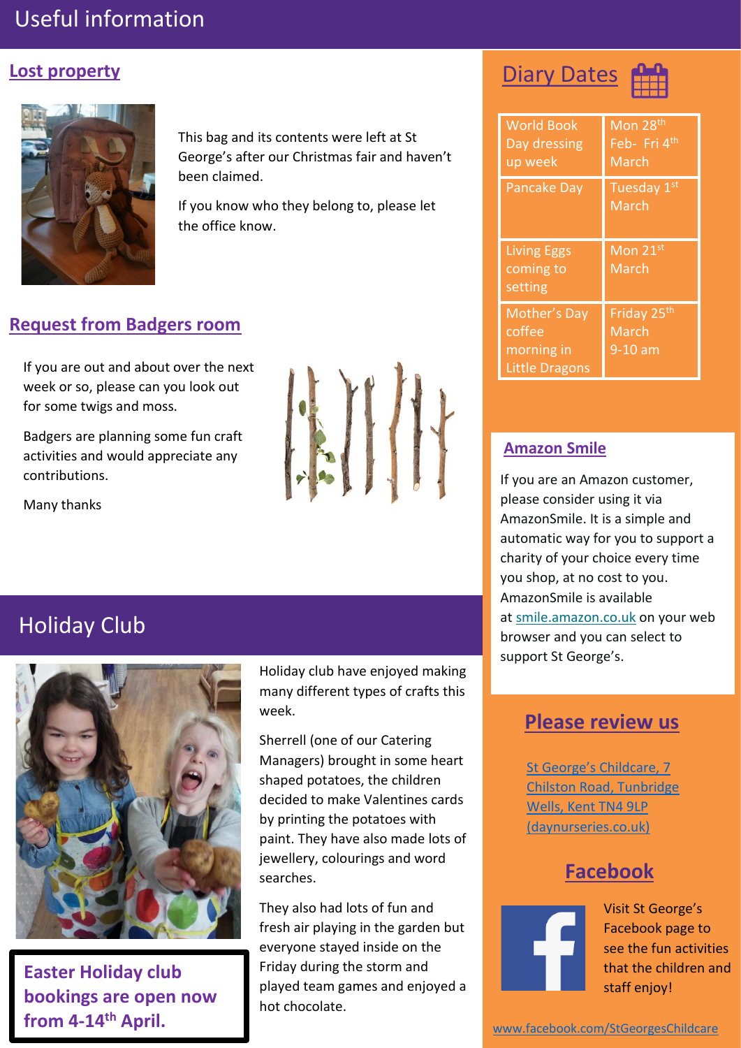# Useful information

## Lost property

This bag and its contents were left at St George's after our Christmas fair and haven't been claimed.

If you know who they belong to, please let the office know.

## Request from Badgers room

If you are out and about over the next week or so, please can you look out for some twigs and moss.

Badgers are planning some fun craft activities and would appreciate any contributions.

Many thanks

# Holiday Club

Holiday club have enjoyed making many different types of crafts this week.

Sherrell (one of our Catering Managers) brought in some heart shaped potatoes, the children decided to make Valentines cards by printing the potatoes with paint. They have also made lots of jewellery, colourings and word searches.

They also had lots of fun and fresh air playing in the garden but everyone stayed inside on the Friday during the storm and played team games and enjoyed a hot chocolate.

**Easter Holiday club bookings are open now from 4-14th April.**

## Diary Dates

| | |
|---|---|
| World Book Day dressing up week | Mon 28th Feb- Fri 4th March |
| Pancake Day | Tuesday 1st March |
| Living Eggs coming to setting | Mon 21st March |
| Mother's Day coffee morning in Little Dragons | Friday 25th March 9-10 am |

## Amazon Smile

If you are an Amazon customer, please consider using it via AmazonSmile. It is a simple and automatic way for you to support a charity of your choice every time you shop, at no cost to you. AmazonSmile is available at smile.amazon.co.uk on your web browser and you can select to support St George's.

## Please review us

St George's Childcare, 7 Chilston Road, Tunbridge Wells, Kent TN4 9LP (daynurseries.co.uk)

## Facebook

Visit St George's Facebook page to see the fun activities that the children and staff enjoy!

www.facebook.com/StGeorgesChildcare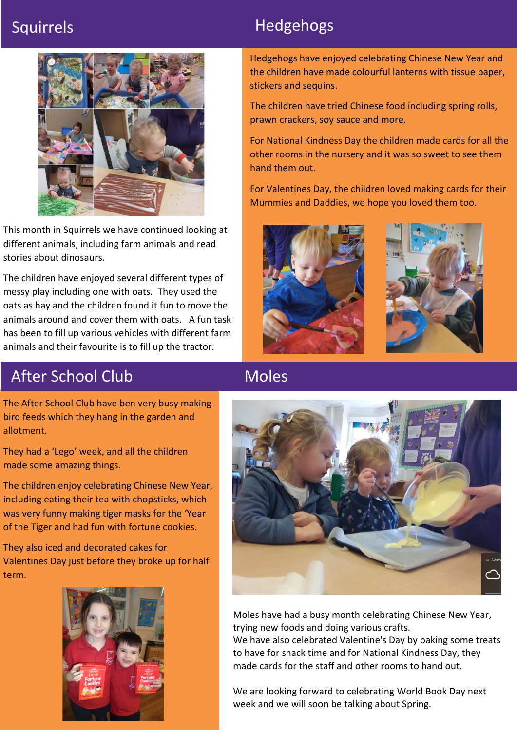## Squirrels

This month in Squirrels we have continued looking at different animals, including farm animals and read stories about dinosaurs.

The children have enjoyed several different types of messy play including one with oats. They used the oats as hay and the children found it fun to move the animals around and cover them with oats. A fun task has been to fill up various vehicles with different farm animals and their favourite is to fill up the tractor.

## Hedgehogs

Hedgehogs have enjoyed celebrating Chinese New Year and the children have made colourful lanterns with tissue paper, stickers and sequins.

The children have tried Chinese food including spring rolls, prawn crackers, soy sauce and more.

For National Kindness Day the children made cards for all the other rooms in the nursery and it was so sweet to see them hand them out.

For Valentines Day, the children loved making cards for their Mummies and Daddies, we hope you loved them too.

## After School Club

The After School Club have ben very busy making bird feeds which they hang in the garden and allotment.

They had a 'Lego' week, and all the children made some amazing things.

The children enjoy celebrating Chinese New Year, including eating their tea with chopsticks, which was very funny making tiger masks for the 'Year of the Tiger and had fun with fortune cookies.

They also iced and decorated cakes for Valentines Day just before they broke up for half term.

## Moles

Moles have had a busy month celebrating Chinese New Year, trying new foods and doing various crafts.
We have also celebrated Valentine's Day by baking some treats to have for snack time and for National Kindness Day, they made cards for the staff and other rooms to hand out.

We are looking forward to celebrating World Book Day next week and we will soon be talking about Spring.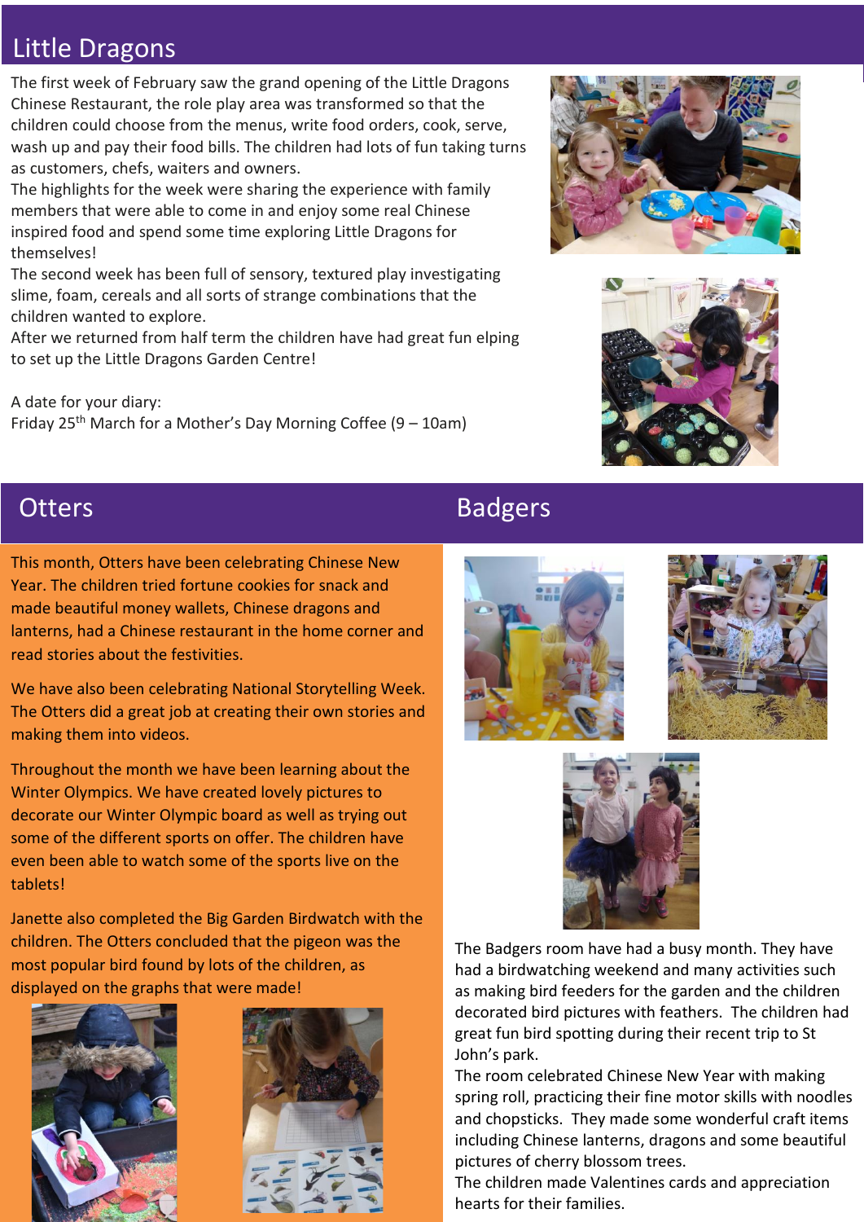## Little Dragons

The first week of February saw the grand opening of the Little Dragons Chinese Restaurant, the role play area was transformed so that the children could choose from the menus, write food orders, cook, serve, wash up and pay their food bills. The children had lots of fun taking turns as customers, chefs, waiters and owners.
The highlights for the week were sharing the experience with family members that were able to come in and enjoy some real Chinese inspired food and spend some time exploring Little Dragons for themselves!
The second week has been full of sensory, textured play investigating slime, foam, cereals and all sorts of strange combinations that the children wanted to explore.
After we returned from half term the children have had great fun elping to set up the Little Dragons Garden Centre!

A date for your diary:
Friday 25th March for a Mother's Day Morning Coffee (9 – 10am)

## Otters

This month, Otters have been celebrating Chinese New Year. The children tried fortune cookies for snack and made beautiful money wallets, Chinese dragons and lanterns, had a Chinese restaurant in the home corner and read stories about the festivities.

We have also been celebrating National Storytelling Week. The Otters did a great job at creating their own stories and making them into videos.

Throughout the month we have been learning about the Winter Olympics. We have created lovely pictures to decorate our Winter Olympic board as well as trying out some of the different sports on offer. The children have even been able to watch some of the sports live on the tablets!

Janette also completed the Big Garden Birdwatch with the children. The Otters concluded that the pigeon was the most popular bird found by lots of the children, as displayed on the graphs that were made!

## Badgers

The Badgers room have had a busy month. They have had a birdwatching weekend and many activities such as making bird feeders for the garden and the children decorated bird pictures with feathers. The children had great fun bird spotting during their recent trip to St John's park.
The room celebrated Chinese New Year with making spring roll, practicing their fine motor skills with noodles and chopsticks. They made some wonderful craft items including Chinese lanterns, dragons and some beautiful pictures of cherry blossom trees.
The children made Valentines cards and appreciation hearts for their families.